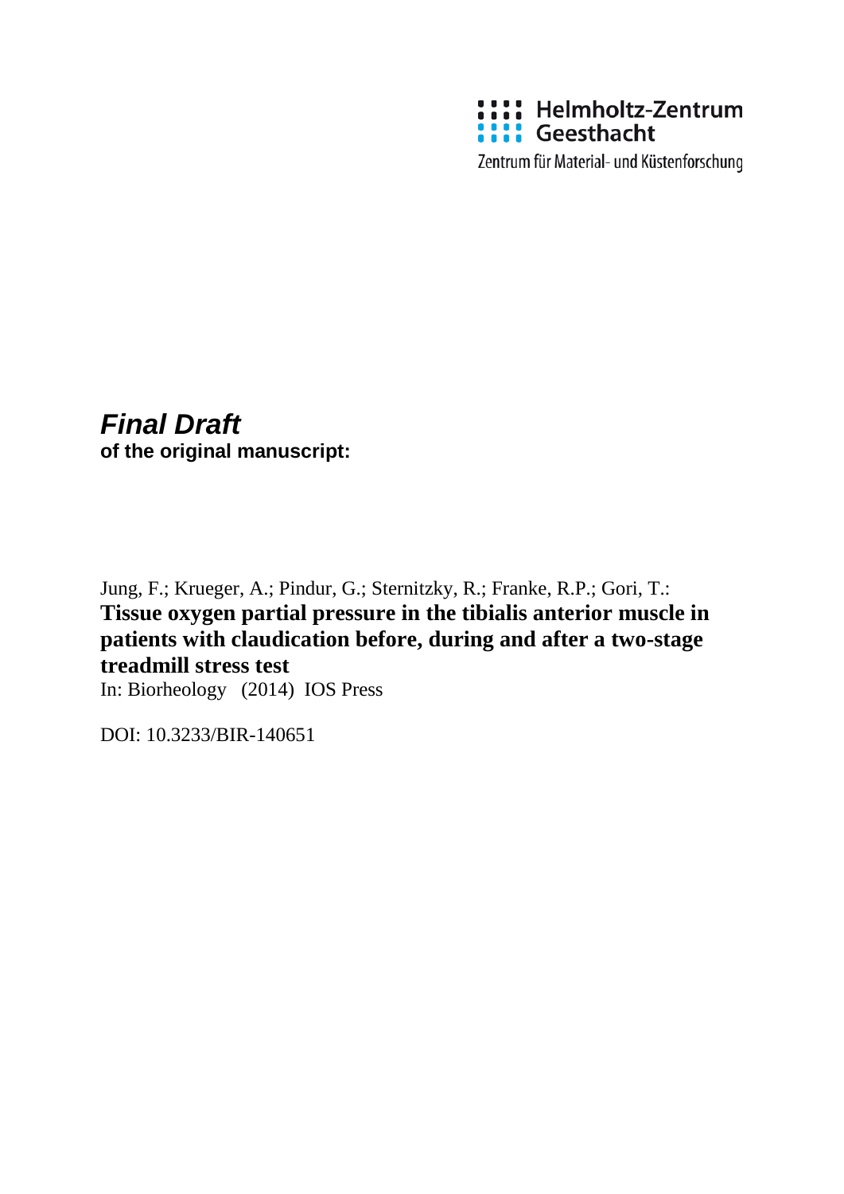Helmholtz-Zentrum Geesthacht

Zentrum für Material- und Küstenforschung

***Final Draft***
**of the original manuscript:**

Jung, F.; Krueger, A.; Pindur, G.; Sternitzky, R.; Franke, R.P.; Gori, T.:
**Tissue oxygen partial pressure in the tibialis anterior muscle in patients with claudication before, during and after a two-stage treadmill stress test**
In: Biorheology (2014) IOS Press

DOI: 10.3233/BIR-140651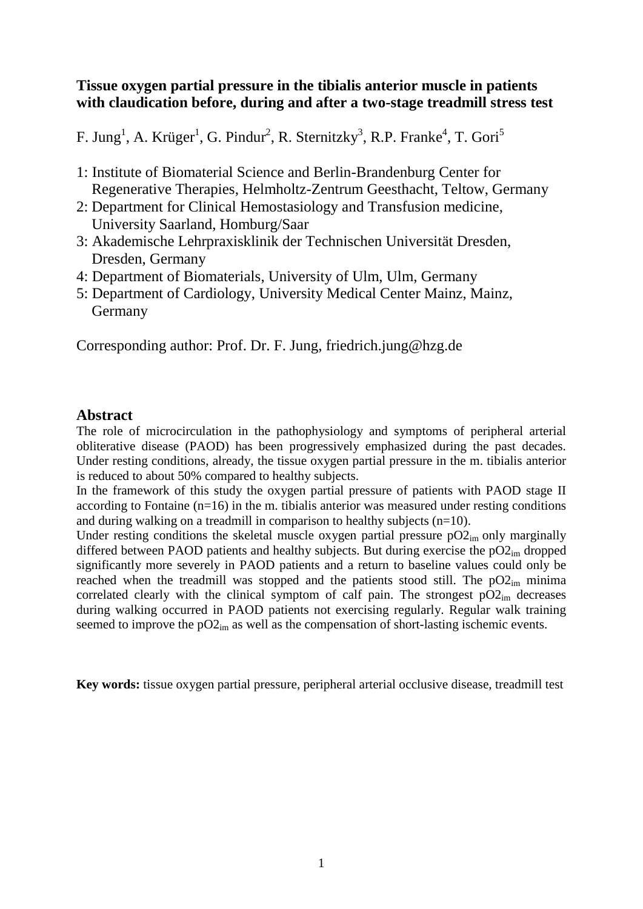**Tissue oxygen partial pressure in the tibialis anterior muscle in patients with claudication before, during and after a two-stage treadmill stress test**

F. Jung[1], A. Krüger[1], G. Pindur[2], R. Sternitzky[3], R.P. Franke[4], T. Gori[5]

1: Institute of Biomaterial Science and Berlin-Brandenburg Center for Regenerative Therapies, Helmholtz-Zentrum Geesthacht, Teltow, Germany
2: Department for Clinical Hemostasiology and Transfusion medicine, University Saarland, Homburg/Saar
3: Akademische Lehrpraxisklinik der Technischen Universität Dresden, Dresden, Germany
4: Department of Biomaterials, University of Ulm, Ulm, Germany
5: Department of Cardiology, University Medical Center Mainz, Mainz, Germany

Corresponding author: Prof. Dr. F. Jung, friedrich.jung@hzg.de

## Abstract

The role of microcirculation in the pathophysiology and symptoms of peripheral arterial obliterative disease (PAOD) has been progressively emphasized during the past decades. Under resting conditions, already, the tissue oxygen partial pressure in the m. tibialis anterior is reduced to about 50% compared to healthy subjects.

In the framework of this study the oxygen partial pressure of patients with PAOD stage II according to Fontaine (n=16) in the m. tibialis anterior was measured under resting conditions and during walking on a treadmill in comparison to healthy subjects (n=10).

Under resting conditions the skeletal muscle oxygen partial pressure $pO2_{im}$ only marginally differed between PAOD patients and healthy subjects. But during exercise the $pO2_{im}$ dropped significantly more severely in PAOD patients and a return to baseline values could only be reached when the treadmill was stopped and the patients stood still. The $pO2_{im}$ minima correlated clearly with the clinical symptom of calf pain. The strongest $pO2_{im}$ decreases during walking occurred in PAOD patients not exercising regularly. Regular walk training seemed to improve the $pO2_{im}$ as well as the compensation of short-lasting ischemic events.

**Key words:** tissue oxygen partial pressure, peripheral arterial occlusive disease, treadmill test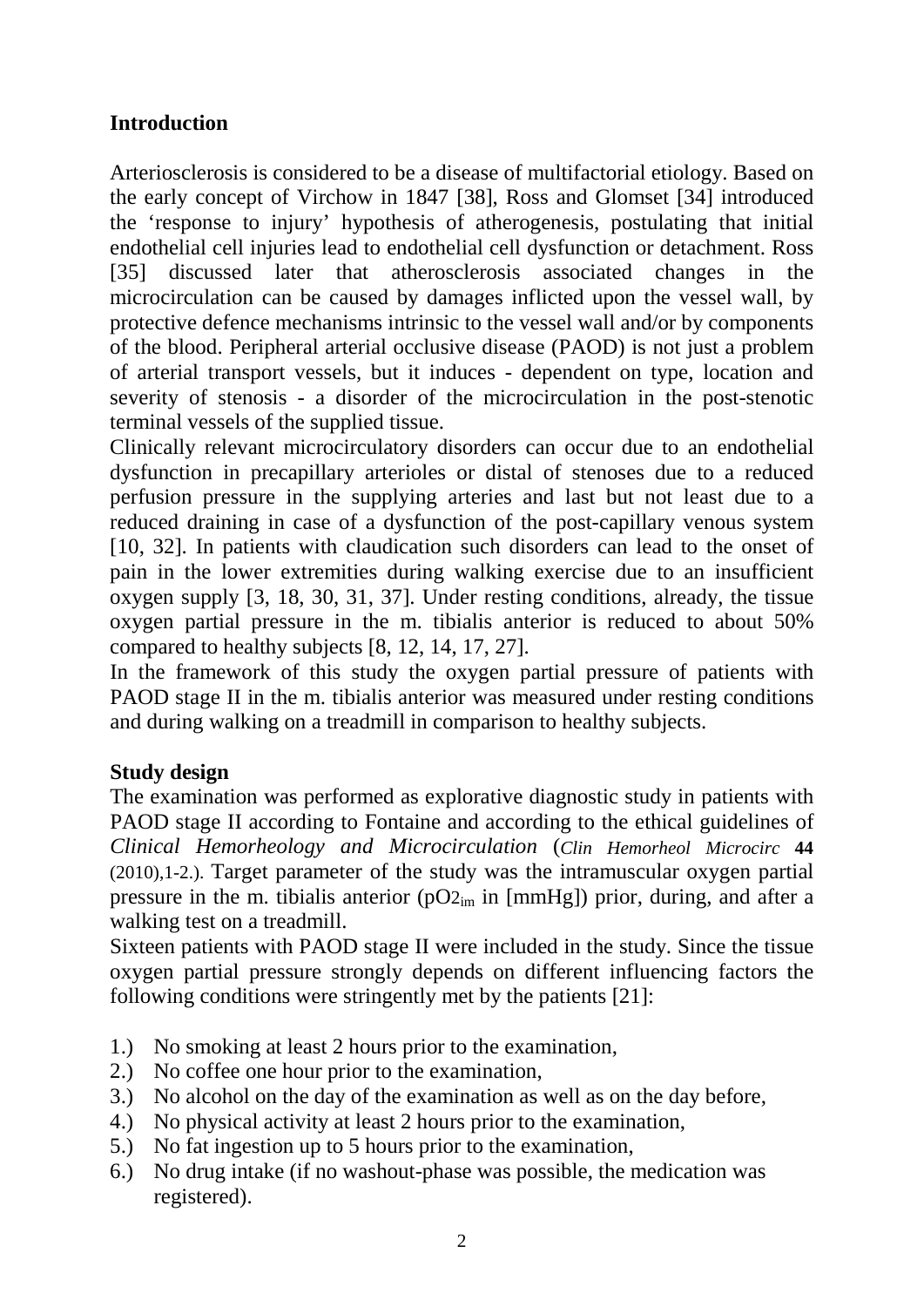## Introduction

Arteriosclerosis is considered to be a disease of multifactorial etiology. Based on the early concept of Virchow in 1847 [38], Ross and Glomset [34] introduced the 'response to injury' hypothesis of atherogenesis, postulating that initial endothelial cell injuries lead to endothelial cell dysfunction or detachment. Ross [35] discussed later that atherosclerosis associated changes in the microcirculation can be caused by damages inflicted upon the vessel wall, by protective defence mechanisms intrinsic to the vessel wall and/or by components of the blood. Peripheral arterial occlusive disease (PAOD) is not just a problem of arterial transport vessels, but it induces - dependent on type, location and severity of stenosis - a disorder of the microcirculation in the post-stenotic terminal vessels of the supplied tissue.

Clinically relevant microcirculatory disorders can occur due to an endothelial dysfunction in precapillary arterioles or distal of stenoses due to a reduced perfusion pressure in the supplying arteries and last but not least due to a reduced draining in case of a dysfunction of the post-capillary venous system [10, 32]. In patients with claudication such disorders can lead to the onset of pain in the lower extremities during walking exercise due to an insufficient oxygen supply [3, 18, 30, 31, 37]. Under resting conditions, already, the tissue oxygen partial pressure in the m. tibialis anterior is reduced to about 50% compared to healthy subjects [8, 12, 14, 17, 27].

In the framework of this study the oxygen partial pressure of patients with PAOD stage II in the m. tibialis anterior was measured under resting conditions and during walking on a treadmill in comparison to healthy subjects.

## Study design

The examination was performed as explorative diagnostic study in patients with PAOD stage II according to Fontaine and according to the ethical guidelines of *Clinical Hemorheology and Microcirculation* (*Clin Hemorheol Microcirc* **44** (2010),1-2.). Target parameter of the study was the intramuscular oxygen partial pressure in the m. tibialis anterior ($pO2_{im}$ in [mmHg]) prior, during, and after a walking test on a treadmill.

Sixteen patients with PAOD stage II were included in the study. Since the tissue oxygen partial pressure strongly depends on different influencing factors the following conditions were stringently met by the patients [21]:

1.) No smoking at least 2 hours prior to the examination,
2.) No coffee one hour prior to the examination,
3.) No alcohol on the day of the examination as well as on the day before,
4.) No physical activity at least 2 hours prior to the examination,
5.) No fat ingestion up to 5 hours prior to the examination,
6.) No drug intake (if no washout-phase was possible, the medication was registered).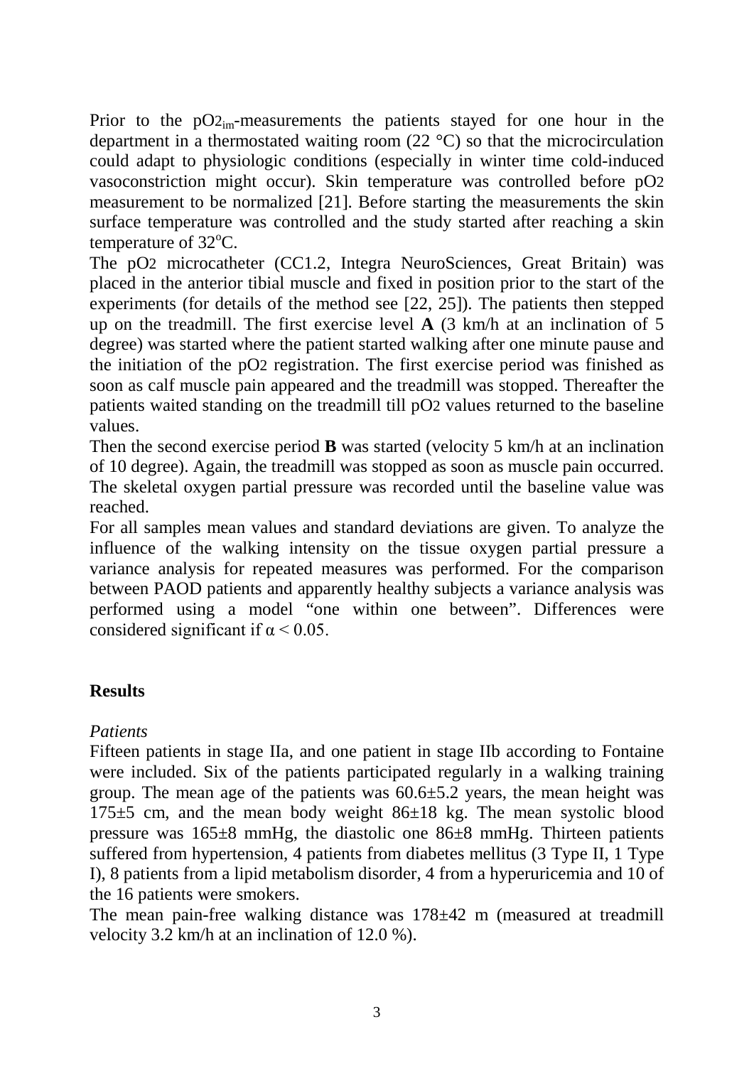Prior to the $pO2_{im}$-measurements the patients stayed for one hour in the department in a thermostated waiting room (22 °C) so that the microcirculation could adapt to physiologic conditions (especially in winter time cold-induced vasoconstriction might occur). Skin temperature was controlled before $pO_2$ measurement to be normalized [21]. Before starting the measurements the skin surface temperature was controlled and the study started after reaching a skin temperature of 32°C.

The $pO_2$ microcatheter (CC1.2, Integra NeuroSciences, Great Britain) was placed in the anterior tibial muscle and fixed in position prior to the start of the experiments (for details of the method see [22, 25]). The patients then stepped up on the treadmill. The first exercise level **A** (3 km/h at an inclination of 5 degree) was started where the patient started walking after one minute pause and the initiation of the $pO_2$ registration. The first exercise period was finished as soon as calf muscle pain appeared and the treadmill was stopped. Thereafter the patients waited standing on the treadmill till $pO_2$ values returned to the baseline values.

Then the second exercise period **B** was started (velocity 5 km/h at an inclination of 10 degree). Again, the treadmill was stopped as soon as muscle pain occurred. The skeletal oxygen partial pressure was recorded until the baseline value was reached.

For all samples mean values and standard deviations are given. To analyze the influence of the walking intensity on the tissue oxygen partial pressure a variance analysis for repeated measures was performed. For the comparison between PAOD patients and apparently healthy subjects a variance analysis was performed using a model "one within one between". Differences were considered significant if $\alpha < 0.05$.

## Results

*Patients*

Fifteen patients in stage IIa, and one patient in stage IIb according to Fontaine were included. Six of the patients participated regularly in a walking training group. The mean age of the patients was 60.6±5.2 years, the mean height was 175±5 cm, and the mean body weight 86±18 kg. The mean systolic blood pressure was 165±8 mmHg, the diastolic one 86±8 mmHg. Thirteen patients suffered from hypertension, 4 patients from diabetes mellitus (3 Type II, 1 Type I), 8 patients from a lipid metabolism disorder, 4 from a hyperuricemia and 10 of the 16 patients were smokers.

The mean pain-free walking distance was 178±42 m (measured at treadmill velocity 3.2 km/h at an inclination of 12.0 %).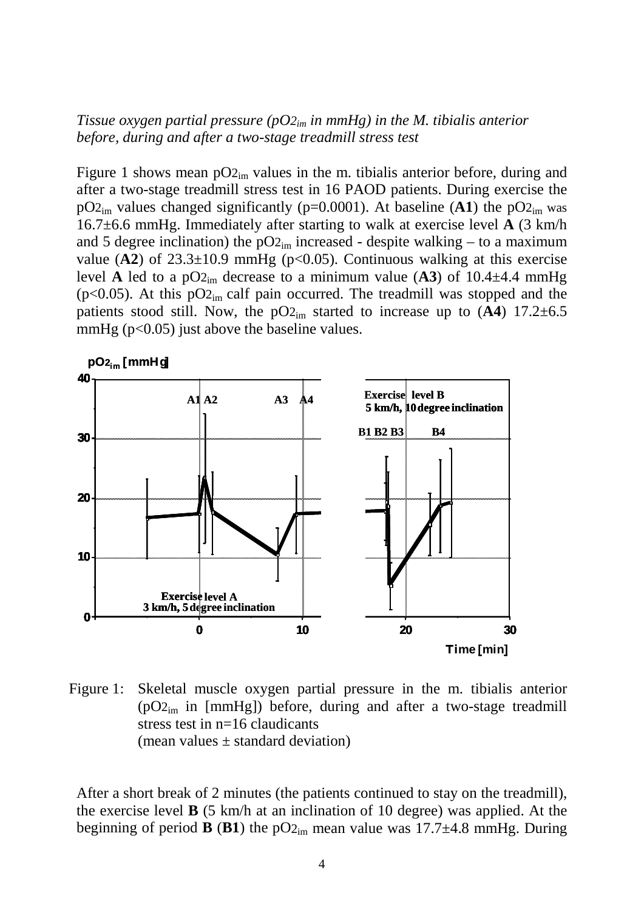*Tissue oxygen partial pressure ($pO2_{im}$ in mmHg) in the M. tibialis anterior before, during and after a two-stage treadmill stress test*

Figure 1 shows mean $pO2_{im}$ values in the m. tibialis anterior before, during and after a two-stage treadmill stress test in 16 PAOD patients. During exercise the $pO2_{im}$ values changed significantly ($p=0.0001$). At baseline (**A1**) the $pO2_{im}$ was 16.7±6.6 mmHg. Immediately after starting to walk at exercise level **A** (3 km/h and 5 degree inclination) the $pO2_{im}$ increased - despite walking – to a maximum value (**A2**) of 23.3±10.9 mmHg ($p<0.05$). Continuous walking at this exercise level **A** led to a $pO2_{im}$ decrease to a minimum value (**A3**) of 10.4±4.4 mmHg ($p<0.05$). At this $pO2_{im}$ calf pain occurred. The treadmill was stopped and the patients stood still. Now, the $pO2_{im}$ started to increase up to (**A4**) 17.2±6.5 mmHg ($p<0.05$) just above the baseline values.

Figure 1: Skeletal muscle oxygen partial pressure in the m. tibialis anterior ($pO2_{im}$ in [mmHg]) before, during and after a two-stage treadmill stress test in n=16 claudicants (mean values ± standard deviation)

After a short break of 2 minutes (the patients continued to stay on the treadmill), the exercise level **B** (5 km/h at an inclination of 10 degree) was applied. At the beginning of period **B** (**B1**) the $pO2_{im}$ mean value was 17.7±4.8 mmHg. During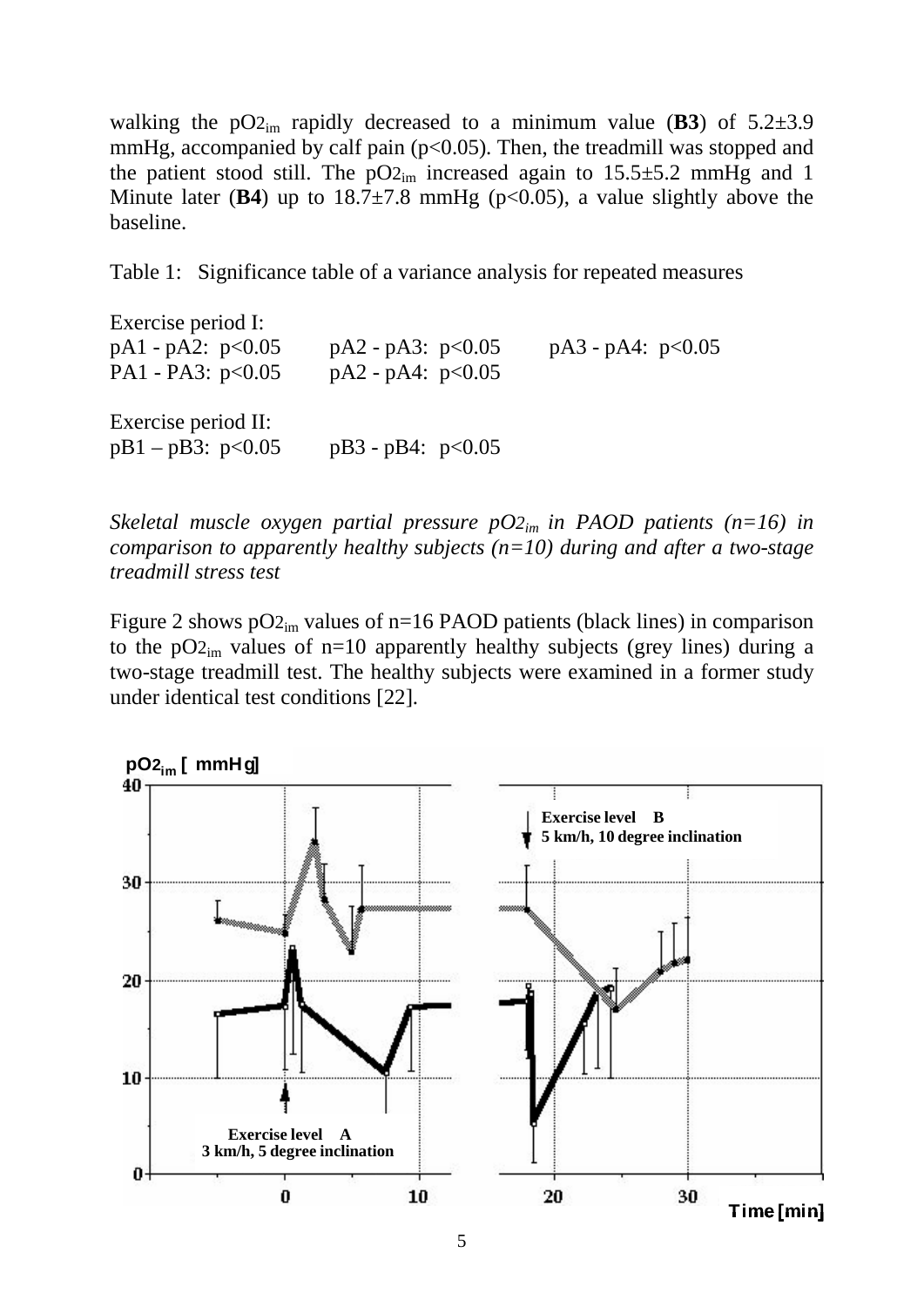walking the $pO2_{im}$ rapidly decreased to a minimum value (**B3**) of 5.2±3.9 mmHg, accompanied by calf pain ($p<0.05$). Then, the treadmill was stopped and the patient stood still. The $pO2_{im}$ increased again to 15.5±5.2 mmHg and 1 Minute later (**B4**) up to 18.7±7.8 mmHg ($p<0.05$), a value slightly above the baseline.

Table 1: Significance table of a variance analysis for repeated measures

| | | |
|---|---|---|
| Exercise period I: | | |
| pA1 - pA2: $p<0.05$ | pA2 - pA3: $p<0.05$ | pA3 - pA4: $p<0.05$ |
| PA1 - PA3: $p<0.05$ | pA2 - pA4: $p<0.05$ | |
| Exercise period II: | | |
| pB1 – pB3: $p<0.05$ | pB3 - pB4: $p<0.05$ | |

*Skeletal muscle oxygen partial pressure $pO2_{im}$ in PAOD patients (n=16) in comparison to apparently healthy subjects (n=10) during and after a two-stage treadmill stress test*

Figure 2 shows $pO2_{im}$ values of n=16 PAOD patients (black lines) in comparison to the $pO2_{im}$ values of n=10 apparently healthy subjects (grey lines) during a two-stage treadmill test. The healthy subjects were examined in a former study under identical test conditions [22].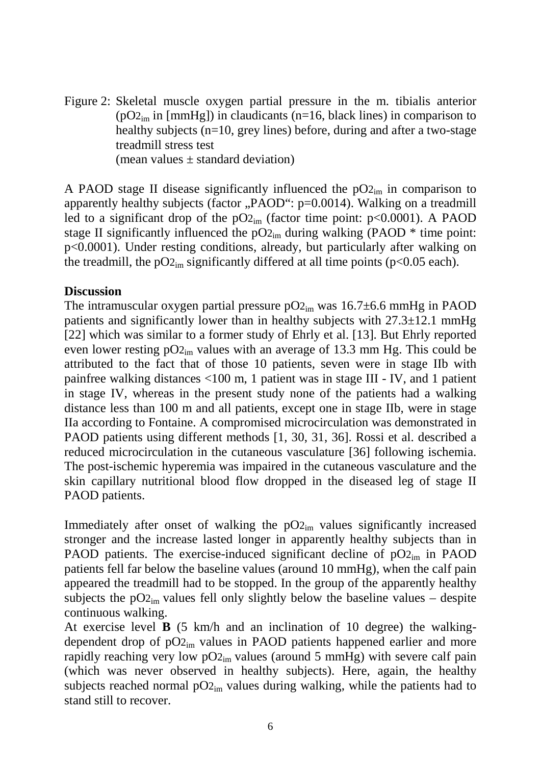Figure 2: Skeletal muscle oxygen partial pressure in the m. tibialis anterior ($pO2_{im}$ in [mmHg]) in claudicants (n=16, black lines) in comparison to healthy subjects (n=10, grey lines) before, during and after a two-stage treadmill stress test
(mean values ± standard deviation)

A PAOD stage II disease significantly influenced the $pO2_{im}$ in comparison to apparently healthy subjects (factor „PAOD": p=0.0014). Walking on a treadmill led to a significant drop of the $pO2_{im}$ (factor time point: $p<0.0001$). A PAOD stage II significantly influenced the $pO2_{im}$ during walking (PAOD * time point: $p<0.0001$). Under resting conditions, already, but particularly after walking on the treadmill, the $pO2_{im}$ significantly differed at all time points ($p<0.05$ each).

**Discussion**

The intramuscular oxygen partial pressure $pO2_{im}$ was 16.7±6.6 mmHg in PAOD patients and significantly lower than in healthy subjects with 27.3±12.1 mmHg [22] which was similar to a former study of Ehrly et al. [13]. But Ehrly reported even lower resting $pO2_{im}$ values with an average of 13.3 mm Hg. This could be attributed to the fact that of those 10 patients, seven were in stage IIb with painfree walking distances <100 m, 1 patient was in stage III - IV, and 1 patient in stage IV, whereas in the present study none of the patients had a walking distance less than 100 m and all patients, except one in stage IIb, were in stage IIa according to Fontaine. A compromised microcirculation was demonstrated in PAOD patients using different methods [1, 30, 31, 36]. Rossi et al. described a reduced microcirculation in the cutaneous vasculature [36] following ischemia. The post-ischemic hyperemia was impaired in the cutaneous vasculature and the skin capillary nutritional blood flow dropped in the diseased leg of stage II PAOD patients.

Immediately after onset of walking the $pO2_{im}$ values significantly increased stronger and the increase lasted longer in apparently healthy subjects than in PAOD patients. The exercise-induced significant decline of $pO2_{im}$ in PAOD patients fell far below the baseline values (around 10 mmHg), when the calf pain appeared the treadmill had to be stopped. In the group of the apparently healthy subjects the $pO2_{im}$ values fell only slightly below the baseline values – despite continuous walking.

At exercise level **B** (5 km/h and an inclination of 10 degree) the walking-dependent drop of $pO2_{im}$ values in PAOD patients happened earlier and more rapidly reaching very low $pO2_{im}$ values (around 5 mmHg) with severe calf pain (which was never observed in healthy subjects). Here, again, the healthy subjects reached normal $pO2_{im}$ values during walking, while the patients had to stand still to recover.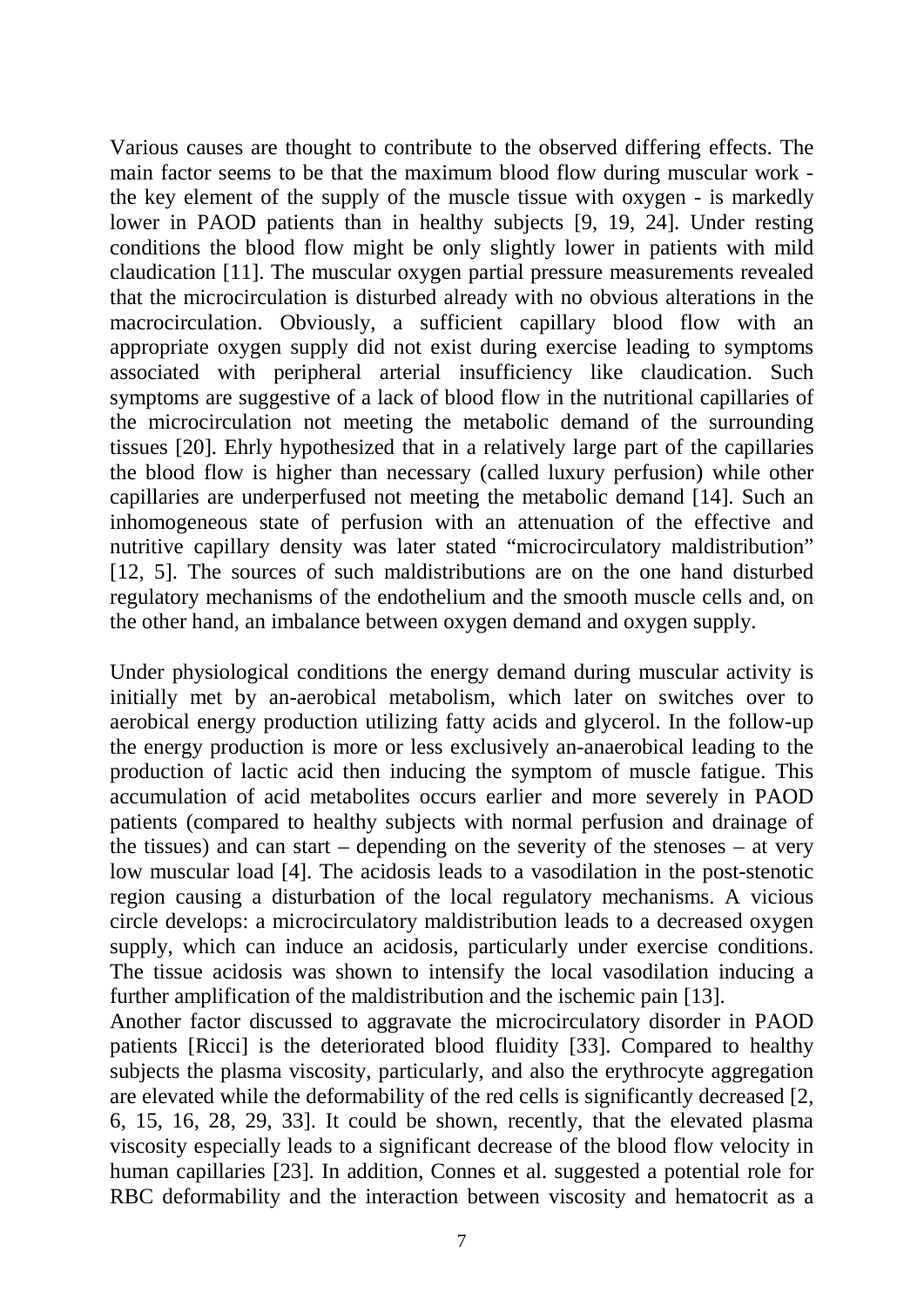Various causes are thought to contribute to the observed differing effects. The main factor seems to be that the maximum blood flow during muscular work - the key element of the supply of the muscle tissue with oxygen - is markedly lower in PAOD patients than in healthy subjects [9, 19, 24]. Under resting conditions the blood flow might be only slightly lower in patients with mild claudication [11]. The muscular oxygen partial pressure measurements revealed that the microcirculation is disturbed already with no obvious alterations in the macrocirculation. Obviously, a sufficient capillary blood flow with an appropriate oxygen supply did not exist during exercise leading to symptoms associated with peripheral arterial insufficiency like claudication. Such symptoms are suggestive of a lack of blood flow in the nutritional capillaries of the microcirculation not meeting the metabolic demand of the surrounding tissues [20]. Ehrly hypothesized that in a relatively large part of the capillaries the blood flow is higher than necessary (called luxury perfusion) while other capillaries are underperfused not meeting the metabolic demand [14]. Such an inhomogeneous state of perfusion with an attenuation of the effective and nutritive capillary density was later stated "microcirculatory maldistribution" [12, 5]. The sources of such maldistributions are on the one hand disturbed regulatory mechanisms of the endothelium and the smooth muscle cells and, on the other hand, an imbalance between oxygen demand and oxygen supply.

Under physiological conditions the energy demand during muscular activity is initially met by an-aerobical metabolism, which later on switches over to aerobical energy production utilizing fatty acids and glycerol. In the follow-up the energy production is more or less exclusively an-anaerobical leading to the production of lactic acid then inducing the symptom of muscle fatigue. This accumulation of acid metabolites occurs earlier and more severely in PAOD patients (compared to healthy subjects with normal perfusion and drainage of the tissues) and can start – depending on the severity of the stenoses – at very low muscular load [4]. The acidosis leads to a vasodilation in the post-stenotic region causing a disturbation of the local regulatory mechanisms. A vicious circle develops: a microcirculatory maldistribution leads to a decreased oxygen supply, which can induce an acidosis, particularly under exercise conditions. The tissue acidosis was shown to intensify the local vasodilation inducing a further amplification of the maldistribution and the ischemic pain [13].

Another factor discussed to aggravate the microcirculatory disorder in PAOD patients [Ricci] is the deteriorated blood fluidity [33]. Compared to healthy subjects the plasma viscosity, particularly, and also the erythrocyte aggregation are elevated while the deformability of the red cells is significantly decreased [2, 6, 15, 16, 28, 29, 33]. It could be shown, recently, that the elevated plasma viscosity especially leads to a significant decrease of the blood flow velocity in human capillaries [23]. In addition, Connes et al. suggested a potential role for RBC deformability and the interaction between viscosity and hematocrit as a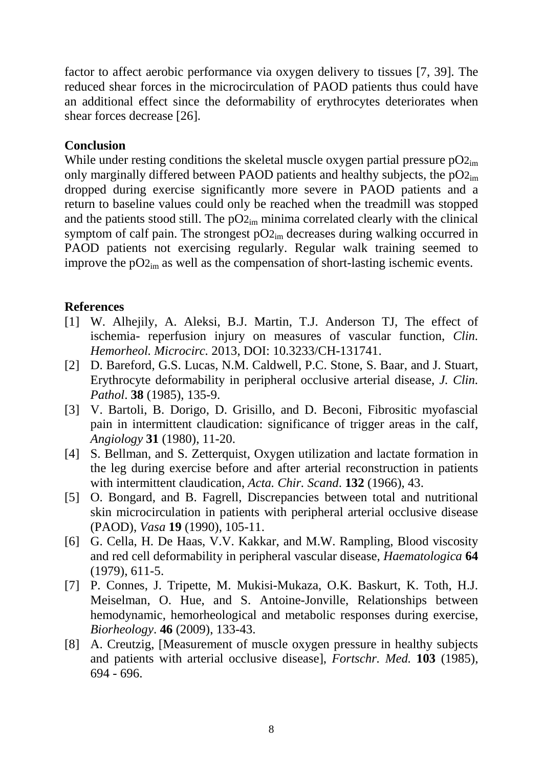factor to affect aerobic performance via oxygen delivery to tissues [7, 39]. The reduced shear forces in the microcirculation of PAOD patients thus could have an additional effect since the deformability of erythrocytes deteriorates when shear forces decrease [26].

## Conclusion

While under resting conditions the skeletal muscle oxygen partial pressure $pO2_{im}$ only marginally differed between PAOD patients and healthy subjects, the $pO2_{im}$ dropped during exercise significantly more severe in PAOD patients and a return to baseline values could only be reached when the treadmill was stopped and the patients stood still. The $pO2_{im}$ minima correlated clearly with the clinical symptom of calf pain. The strongest $pO2_{im}$ decreases during walking occurred in PAOD patients not exercising regularly. Regular walk training seemed to improve the $pO2_{im}$ as well as the compensation of short-lasting ischemic events.

## References

[1] W. Alhejily, A. Aleksi, B.J. Martin, T.J. Anderson TJ, The effect of ischemia- reperfusion injury on measures of vascular function, *Clin. Hemorheol. Microcirc.* 2013, DOI: 10.3233/CH-131741.

[2] D. Bareford, G.S. Lucas, N.M. Caldwell, P.C. Stone, S. Baar, and J. Stuart, Erythrocyte deformability in peripheral occlusive arterial disease, *J. Clin. Pathol*. **38** (1985), 135-9.

[3] V. Bartoli, B. Dorigo, D. Grisillo, and D. Beconi, Fibrositic myofascial pain in intermittent claudication: significance of trigger areas in the calf, *Angiology* **31** (1980), 11-20.

[4] S. Bellman, and S. Zetterquist, Oxygen utilization and lactate formation in the leg during exercise before and after arterial reconstruction in patients with intermittent claudication, *Acta. Chir. Scand*. **132** (1966), 43.

[5] O. Bongard, and B. Fagrell, Discrepancies between total and nutritional skin microcirculation in patients with peripheral arterial occlusive disease (PAOD), *Vasa* **19** (1990), 105-11.

[6] G. Cella, H. De Haas, V.V. Kakkar, and M.W. Rampling, Blood viscosity and red cell deformability in peripheral vascular disease, *Haematologica* **64** (1979), 611-5.

[7] P. Connes, J. Tripette, M. Mukisi-Mukaza, O.K. Baskurt, K. Toth, H.J. Meiselman, O. Hue, and S. Antoine-Jonville, Relationships between hemodynamic, hemorheological and metabolic responses during exercise, *Biorheology*. **46** (2009), 133-43.

[8] A. Creutzig, [Measurement of muscle oxygen pressure in healthy subjects and patients with arterial occlusive disease], *Fortschr. Med.* **103** (1985), 694 - 696.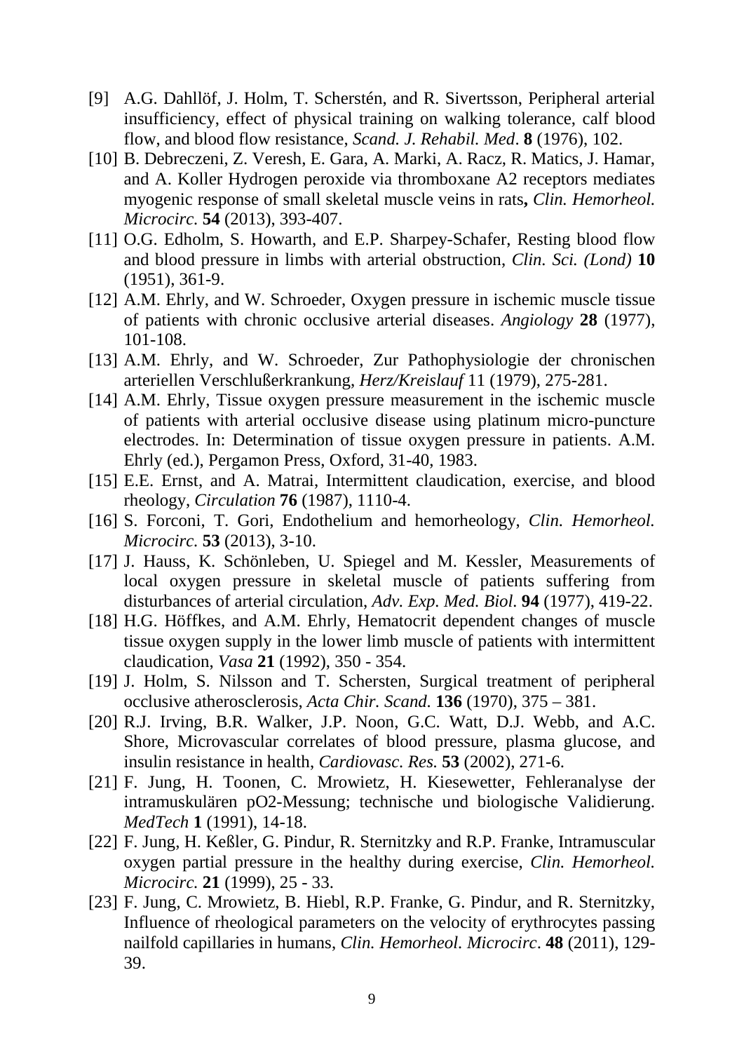[9] A.G. Dahllöf, J. Holm, T. Scherstén, and R. Sivertsson, Peripheral arterial insufficiency, effect of physical training on walking tolerance, calf blood flow, and blood flow resistance, *Scand. J. Rehabil. Med*. **8** (1976), 102.

[10] B. Debreczeni, Z. Veresh, E. Gara, A. Marki, A. Racz, R. Matics, J. Hamar, and A. Koller Hydrogen peroxide via thromboxane A2 receptors mediates myogenic response of small skeletal muscle veins in rats**,** *Clin. Hemorheol. Microcirc.* **54** (2013), 393-407.

[11] O.G. Edholm, S. Howarth, and E.P. Sharpey-Schafer, Resting blood flow and blood pressure in limbs with arterial obstruction, *Clin. Sci. (Lond)* **10** (1951), 361-9.

[12] A.M. Ehrly, and W. Schroeder, Oxygen pressure in ischemic muscle tissue of patients with chronic occlusive arterial diseases. *Angiology* **28** (1977), 101-108.

[13] A.M. Ehrly, and W. Schroeder, Zur Pathophysiologie der chronischen arteriellen Verschlußerkrankung, *Herz/Kreislauf* 11 (1979), 275-281.

[14] A.M. Ehrly, Tissue oxygen pressure measurement in the ischemic muscle of patients with arterial occlusive disease using platinum micro-puncture electrodes. In: Determination of tissue oxygen pressure in patients. A.M. Ehrly (ed.), Pergamon Press, Oxford, 31-40, 1983.

[15] E.E. Ernst, and A. Matrai, Intermittent claudication, exercise, and blood rheology, *Circulation* **76** (1987), 1110-4.

[16] S. Forconi, T. Gori, Endothelium and hemorheology, *Clin. Hemorheol. Microcirc.* **53** (2013), 3-10.

[17] J. Hauss, K. Schönleben, U. Spiegel and M. Kessler, Measurements of local oxygen pressure in skeletal muscle of patients suffering from disturbances of arterial circulation, *Adv. Exp. Med. Biol.* **94** (1977), 419-22.

[18] H.G. Höffkes, and A.M. Ehrly, Hematocrit dependent changes of muscle tissue oxygen supply in the lower limb muscle of patients with intermittent claudication, *Vasa* **21** (1992), 350 - 354.

[19] J. Holm, S. Nilsson and T. Schersten, Surgical treatment of peripheral occlusive atherosclerosis, *Acta Chir. Scand.* **136** (1970), 375 – 381.

[20] R.J. Irving, B.R. Walker, J.P. Noon, G.C. Watt, D.J. Webb, and A.C. Shore, Microvascular correlates of blood pressure, plasma glucose, and insulin resistance in health, *Cardiovasc. Res.* **53** (2002), 271-6.

[21] F. Jung, H. Toonen, C. Mrowietz, H. Kiesewetter, Fehleranalyse der intramuskulären pO2-Messung; technische und biologische Validierung. *MedTech* **1** (1991), 14-18.

[22] F. Jung, H. Keßler, G. Pindur, R. Sternitzky and R.P. Franke, Intramuscular oxygen partial pressure in the healthy during exercise, *Clin. Hemorheol. Microcirc.* **21** (1999), 25 - 33.

[23] F. Jung, C. Mrowietz, B. Hiebl, R.P. Franke, G. Pindur, and R. Sternitzky, Influence of rheological parameters on the velocity of erythrocytes passing nailfold capillaries in humans, *Clin. Hemorheol. Microcirc*. **48** (2011), 129-39.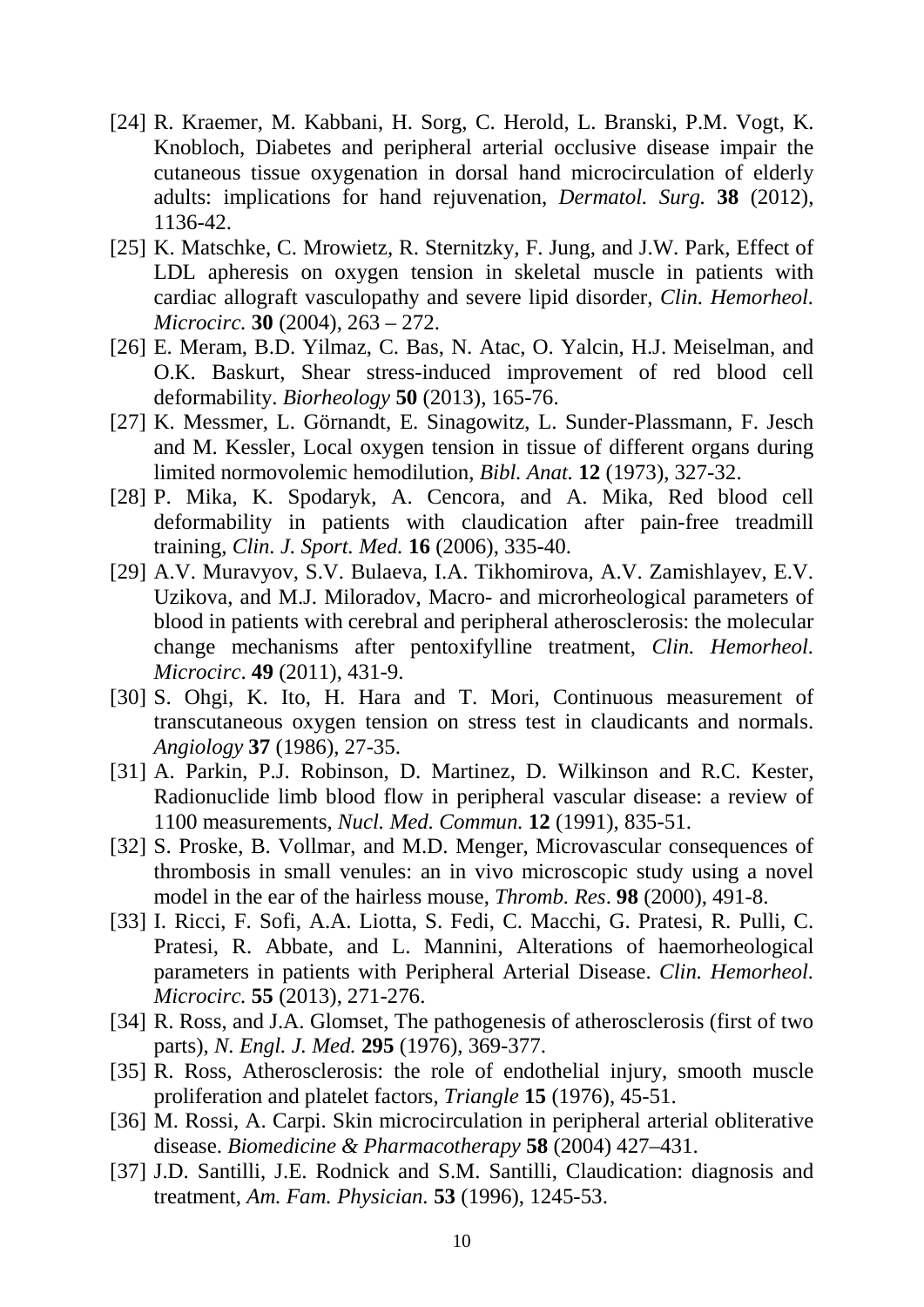[24] R. Kraemer, M. Kabbani, H. Sorg, C. Herold, L. Branski, P.M. Vogt, K. Knobloch, Diabetes and peripheral arterial occlusive disease impair the cutaneous tissue oxygenation in dorsal hand microcirculation of elderly adults: implications for hand rejuvenation, *Dermatol. Surg.* **38** (2012), 1136-42.

[25] K. Matschke, C. Mrowietz, R. Sternitzky, F. Jung, and J.W. Park, Effect of LDL apheresis on oxygen tension in skeletal muscle in patients with cardiac allograft vasculopathy and severe lipid disorder, *Clin. Hemorheol. Microcirc.* **30** (2004), 263 – 272.

[26] E. Meram, B.D. Yilmaz, C. Bas, N. Atac, O. Yalcin, H.J. Meiselman, and O.K. Baskurt, Shear stress-induced improvement of red blood cell deformability. *Biorheology* **50** (2013), 165-76.

[27] K. Messmer, L. Görnandt, E. Sinagowitz, L. Sunder-Plassmann, F. Jesch and M. Kessler, Local oxygen tension in tissue of different organs during limited normovolemic hemodilution, *Bibl. Anat.* **12** (1973), 327-32.

[28] P. Mika, K. Spodaryk, A. Cencora, and A. Mika, Red blood cell deformability in patients with claudication after pain-free treadmill training, *Clin. J. Sport. Med.* **16** (2006), 335-40.

[29] A.V. Muravyov, S.V. Bulaeva, I.A. Tikhomirova, A.V. Zamishlayev, E.V. Uzikova, and M.J. Miloradov, Macro- and microrheological parameters of blood in patients with cerebral and peripheral atherosclerosis: the molecular change mechanisms after pentoxifylline treatment, *Clin. Hemorheol. Microcirc*. **49** (2011), 431-9.

[30] S. Ohgi, K. Ito, H. Hara and T. Mori, Continuous measurement of transcutaneous oxygen tension on stress test in claudicants and normals. *Angiology* **37** (1986), 27-35.

[31] A. Parkin, P.J. Robinson, D. Martinez, D. Wilkinson and R.C. Kester, Radionuclide limb blood flow in peripheral vascular disease: a review of 1100 measurements, *Nucl. Med. Commun.* **12** (1991), 835-51.

[32] S. Proske, B. Vollmar, and M.D. Menger, Microvascular consequences of thrombosis in small venules: an in vivo microscopic study using a novel model in the ear of the hairless mouse, *Thromb. Res*. **98** (2000), 491-8.

[33] I. Ricci, F. Sofi, A.A. Liotta, S. Fedi, C. Macchi, G. Pratesi, R. Pulli, C. Pratesi, R. Abbate, and L. Mannini, Alterations of haemorheological parameters in patients with Peripheral Arterial Disease. *Clin. Hemorheol. Microcirc.* **55** (2013), 271-276.

[34] R. Ross, and J.A. Glomset, The pathogenesis of atherosclerosis (first of two parts), *N. Engl. J. Med.* **295** (1976), 369-377.

[35] R. Ross, Atherosclerosis: the role of endothelial injury, smooth muscle proliferation and platelet factors, *Triangle* **15** (1976), 45-51.

[36] M. Rossi, A. Carpi. Skin microcirculation in peripheral arterial obliterative disease. *Biomedicine & Pharmacotherapy* **58** (2004) 427–431.

[37] J.D. Santilli, J.E. Rodnick and S.M. Santilli, Claudication: diagnosis and treatment, *Am. Fam. Physician.* **53** (1996), 1245-53.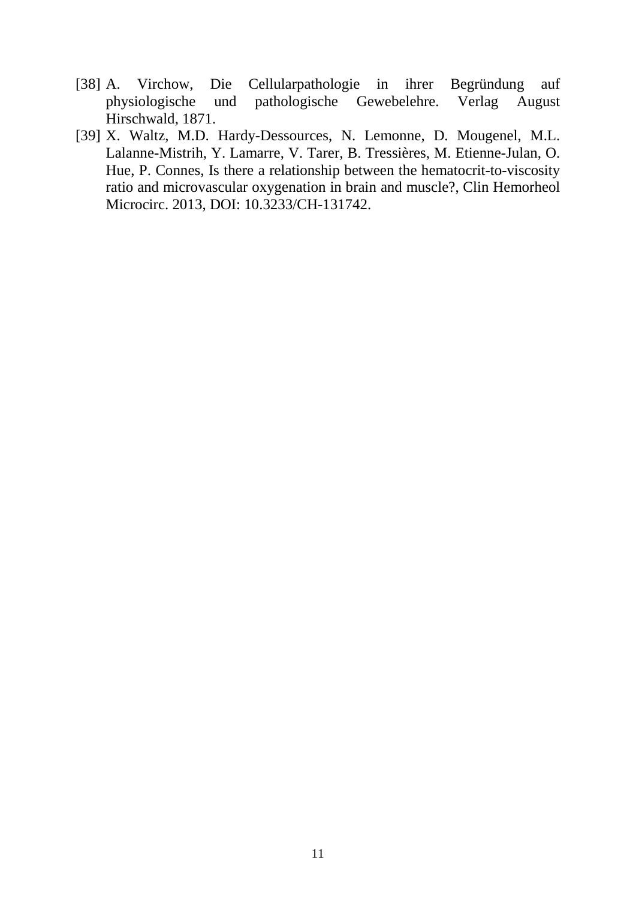[38] A. Virchow, Die Cellularpathologie in ihrer Begründung auf physiologische und pathologische Gewebelehre. Verlag August Hirschwald, 1871.

[39] X. Waltz, M.D. Hardy-Dessources, N. Lemonne, D. Mougenel, M.L. Lalanne-Mistrih, Y. Lamarre, V. Tarer, B. Tressières, M. Etienne-Julan, O. Hue, P. Connes, Is there a relationship between the hematocrit-to-viscosity ratio and microvascular oxygenation in brain and muscle?, Clin Hemorheol Microcirc. 2013, DOI: 10.3233/CH-131742.